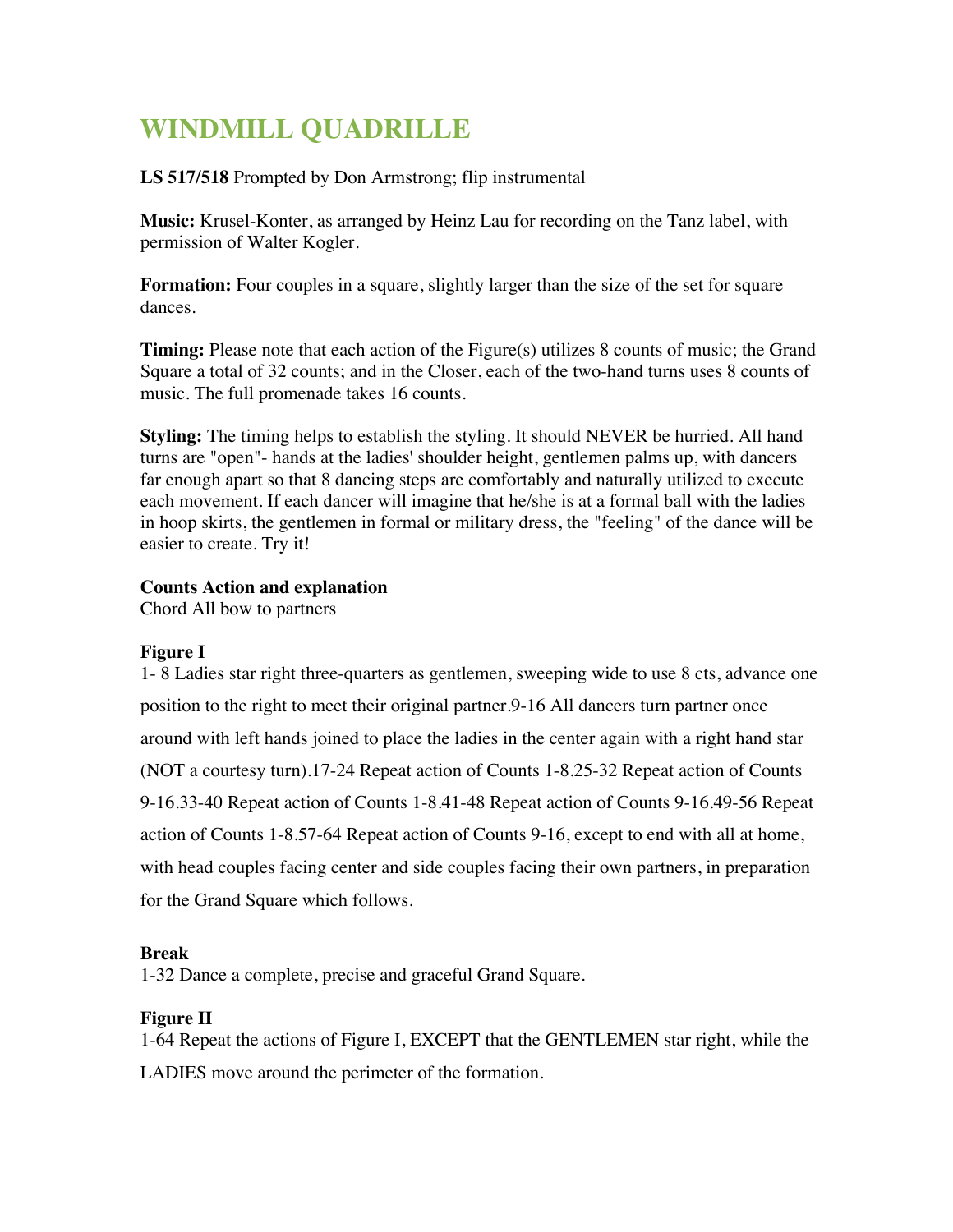# WINDMILL QUADRILLE

**LS 517/518** Prompted by Don Armstrong; flip instrumental

**Music:** Krusel-Konter, as arranged by Heinz Lau for recording on the Tanz label, with permission of Walter Kogler.

**Formation:** Four couples in a square, slightly larger than the size of the set for square dances.

**Timing:** Please note that each action of the Figure(s) utilizes 8 counts of music; the Grand Square a total of 32 counts; and in the Closer, each of the two-hand turns uses 8 counts of music. The full promenade takes 16 counts.

**Styling:** The timing helps to establish the styling. It should NEVER be hurried. All hand turns are "open"- hands at the ladies' shoulder height, gentlemen palms up, with dancers far enough apart so that 8 dancing steps are comfortably and naturally utilized to execute each movement. If each dancer will imagine that he/she is at a formal ball with the ladies in hoop skirts, the gentlemen in formal or military dress, the "feeling" of the dance will be easier to create. Try it!

**Counts Action and explanation**
Chord All bow to partners

**Figure I**
1- 8 Ladies star right three-quarters as gentlemen, sweeping wide to use 8 cts, advance one position to the right to meet their original partner.9-16 All dancers turn partner once around with left hands joined to place the ladies in the center again with a right hand star (NOT a courtesy turn).17-24 Repeat action of Counts 1-8.25-32 Repeat action of Counts 9-16.33-40 Repeat action of Counts 1-8.41-48 Repeat action of Counts 9-16.49-56 Repeat action of Counts 1-8.57-64 Repeat action of Counts 9-16, except to end with all at home, with head couples facing center and side couples facing their own partners, in preparation for the Grand Square which follows.

**Break**
1-32 Dance a complete, precise and graceful Grand Square.

**Figure II**
1-64 Repeat the actions of Figure I, EXCEPT that the GENTLEMEN star right, while the LADIES move around the perimeter of the formation.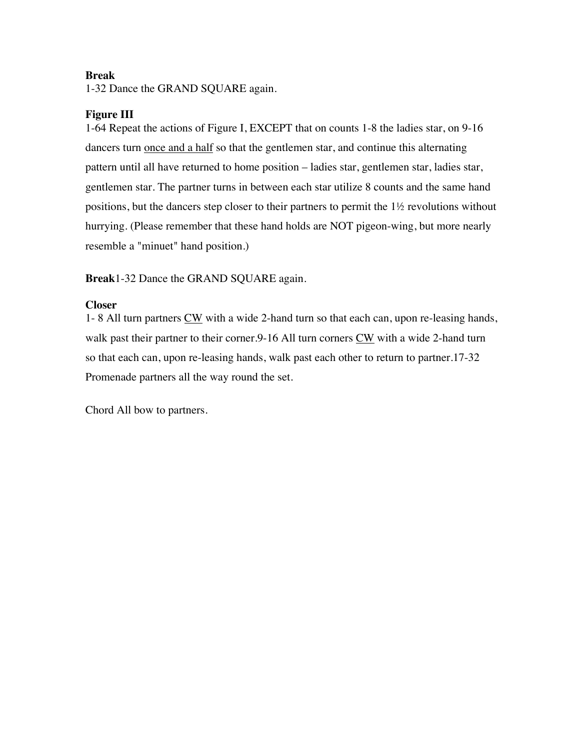**Break**
1-32 Dance the GRAND SQUARE again.

**Figure III**
1-64 Repeat the actions of Figure I, EXCEPT that on counts 1-8 the ladies star, on 9-16 dancers turn <u>once and a half</u> so that the gentlemen star, and continue this alternating pattern until all have returned to home position – ladies star, gentlemen star, ladies star, gentlemen star. The partner turns in between each star utilize 8 counts and the same hand positions, but the dancers step closer to their partners to permit the 1½ revolutions without hurrying. (Please remember that these hand holds are NOT pigeon-wing, but more nearly resemble a "minuet" hand position.)

**Break**1-32 Dance the GRAND SQUARE again.

**Closer**
1- 8 All turn partners <u>CW</u> with a wide 2-hand turn so that each can, upon re-leasing hands, walk past their partner to their corner.9-16 All turn corners <u>CW</u> with a wide 2-hand turn so that each can, upon re-leasing hands, walk past each other to return to partner.17-32 Promenade partners all the way round the set.

Chord All bow to partners.